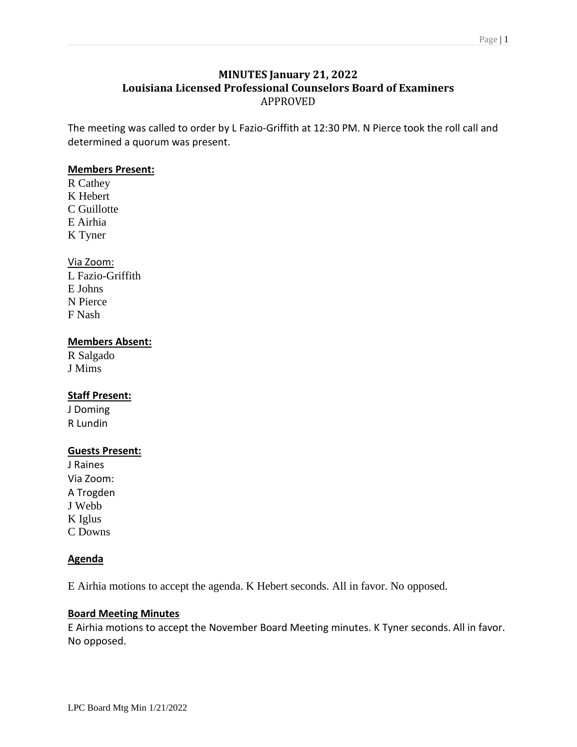# MINUTES January 21, 2022
# Louisiana Licensed Professional Counselors Board of Examiners
APPROVED

The meeting was called to order by L Fazio-Griffith at 12:30 PM. N Pierce took the roll call and determined a quorum was present.

**Members Present:**

R Cathey
K Hebert
C Guillotte
E Airhia
K Tyner

Via Zoom:

L Fazio-Griffith
E Johns
N Pierce
F Nash

**Members Absent:**

R Salgado
J Mims

**Staff Present:**

J Doming
R Lundin

**Guests Present:**

J Raines
Via Zoom:
A Trogden
J Webb
K Iglus
C Downs

**Agenda**

E Airhia motions to accept the agenda. K Hebert seconds. All in favor. No opposed.

**Board Meeting Minutes**

E Airhia motions to accept the November Board Meeting minutes. K Tyner seconds. All in favor. No opposed.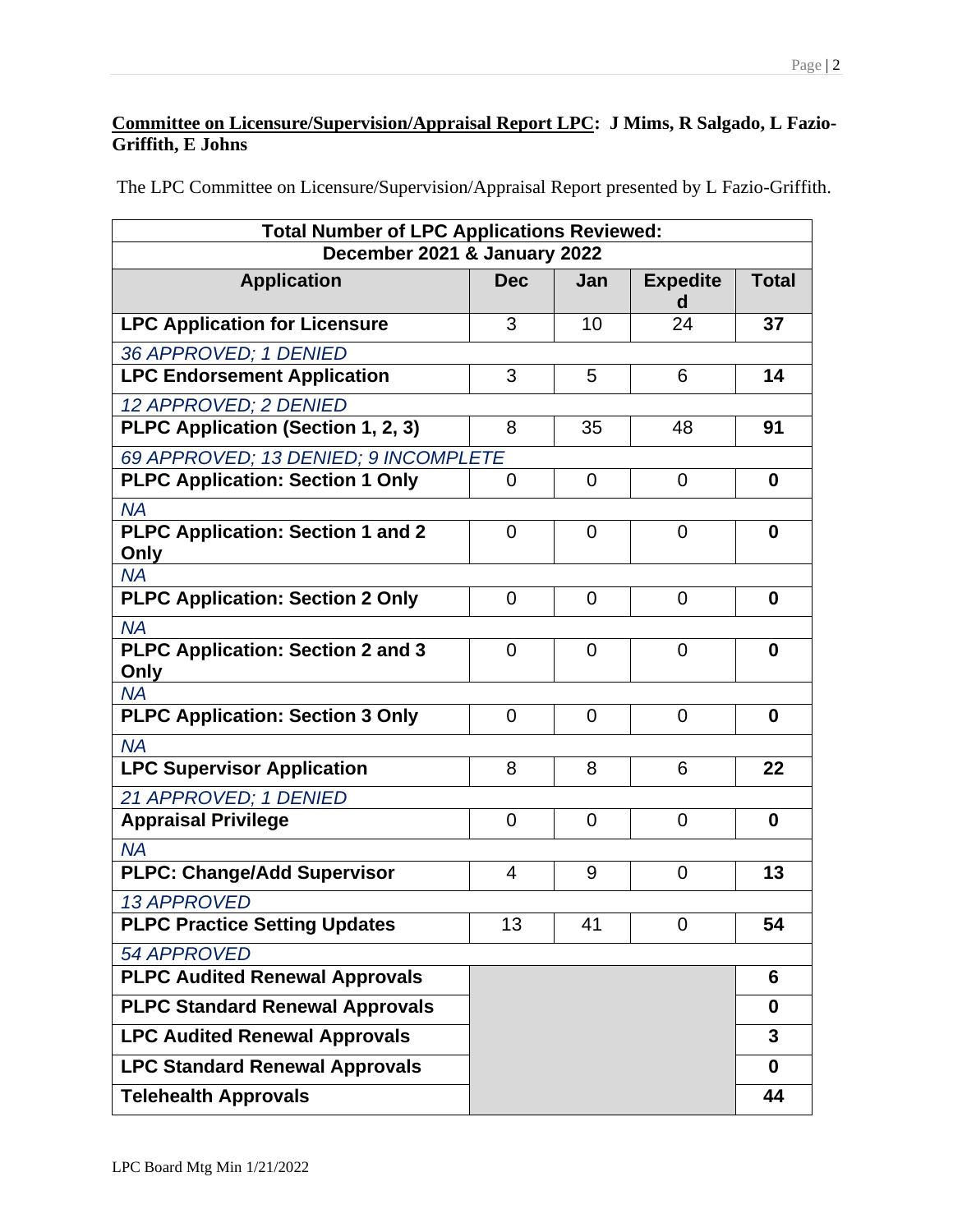**Committee on Licensure/Supervision/Appraisal Report LPC: J Mims, R Salgado, L Fazio-Griffith, E Johns**

The LPC Committee on Licensure/Supervision/Appraisal Report presented by L Fazio-Griffith.

| Total Number of LPC Applications Reviewed: December 2021 & January 2022 | | | | |
|---|---|---|---|---|
| **Application** | **Dec** | **Jan** | **Expedited** | **Total** |
| **LPC Application for Licensure** | 3 | 10 | 24 | **37** |
| *36 APPROVED; 1 DENIED* | | | | |
| **LPC Endorsement Application** | 3 | 5 | 6 | **14** |
| *12 APPROVED; 2 DENIED* | | | | |
| **PLPC Application (Section 1, 2, 3)** | 8 | 35 | 48 | **91** |
| *69 APPROVED; 13 DENIED; 9 INCOMPLETE* | | | | |
| **PLPC Application: Section 1 Only** | 0 | 0 | 0 | **0** |
| *NA* | | | | |
| **PLPC Application: Section 1 and 2 Only** | 0 | 0 | 0 | **0** |
| *NA* | | | | |
| **PLPC Application: Section 2 Only** | 0 | 0 | 0 | **0** |
| *NA* | | | | |
| **PLPC Application: Section 2 and 3 Only** | 0 | 0 | 0 | **0** |
| *NA* | | | | |
| **PLPC Application: Section 3 Only** | 0 | 0 | 0 | **0** |
| *NA* | | | | |
| **LPC Supervisor Application** | 8 | 8 | 6 | **22** |
| *21 APPROVED; 1 DENIED* | | | | |
| **Appraisal Privilege** | 0 | 0 | 0 | **0** |
| *NA* | | | | |
| **PLPC: Change/Add Supervisor** | 4 | 9 | 0 | **13** |
| *13 APPROVED* | | | | |
| **PLPC Practice Setting Updates** | 13 | 41 | 0 | **54** |
| *54 APPROVED* | | | | |
| **PLPC Audited Renewal Approvals** | | | | **6** |
| **PLPC Standard Renewal Approvals** | | | | **0** |
| **LPC Audited Renewal Approvals** | | | | **3** |
| **LPC Standard Renewal Approvals** | | | | **0** |
| **Telehealth Approvals** | | | | **44** |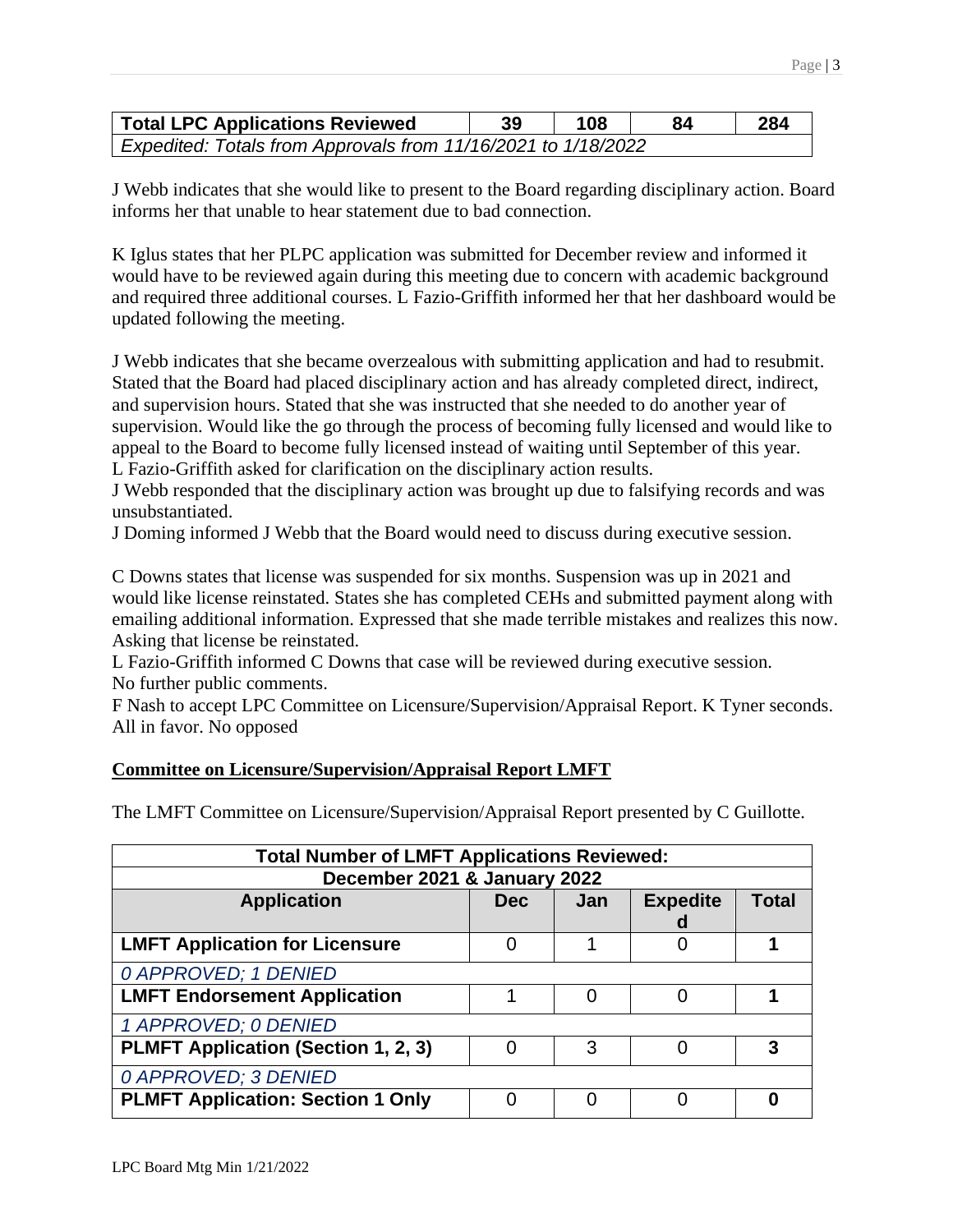| Total LPC Applications Reviewed | 39 | 108 | 84 | 284 |
|---|---|---|---|---|
| *Expedited: Totals from Approvals from 11/16/2021 to 1/18/2022* | | | | |

J Webb indicates that she would like to present to the Board regarding disciplinary action. Board informs her that unable to hear statement due to bad connection.

K Iglus states that her PLPC application was submitted for December review and informed it would have to be reviewed again during this meeting due to concern with academic background and required three additional courses. L Fazio-Griffith informed her that her dashboard would be updated following the meeting.

J Webb indicates that she became overzealous with submitting application and had to resubmit. Stated that the Board had placed disciplinary action and has already completed direct, indirect, and supervision hours. Stated that she was instructed that she needed to do another year of supervision. Would like the go through the process of becoming fully licensed and would like to appeal to the Board to become fully licensed instead of waiting until September of this year.
L Fazio-Griffith asked for clarification on the disciplinary action results.
J Webb responded that the disciplinary action was brought up due to falsifying records and was unsubstantiated.
J Doming informed J Webb that the Board would need to discuss during executive session.

C Downs states that license was suspended for six months. Suspension was up in 2021 and would like license reinstated. States she has completed CEHs and submitted payment along with emailing additional information. Expressed that she made terrible mistakes and realizes this now. Asking that license be reinstated.
L Fazio-Griffith informed C Downs that case will be reviewed during executive session.
No further public comments.
F Nash to accept LPC Committee on Licensure/Supervision/Appraisal Report. K Tyner seconds. All in favor. No opposed

## Committee on Licensure/Supervision/Appraisal Report LMFT

The LMFT Committee on Licensure/Supervision/Appraisal Report presented by C Guillotte.

| Total Number of LMFT Applications Reviewed: December 2021 & January 2022 | | | | |
|---|---|---|---|---|
| **Application** | **Dec** | **Jan** | **Expedited** | **Total** |
| **LMFT Application for Licensure** | 0 | 1 | 0 | **1** |
| *0 APPROVED; 1 DENIED* | | | | |
| **LMFT Endorsement Application** | 1 | 0 | 0 | **1** |
| *1 APPROVED; 0 DENIED* | | | | |
| **PLMFT Application (Section 1, 2, 3)** | 0 | 3 | 0 | **3** |
| *0 APPROVED; 3 DENIED* | | | | |
| **PLMFT Application: Section 1 Only** | 0 | 0 | 0 | **0** |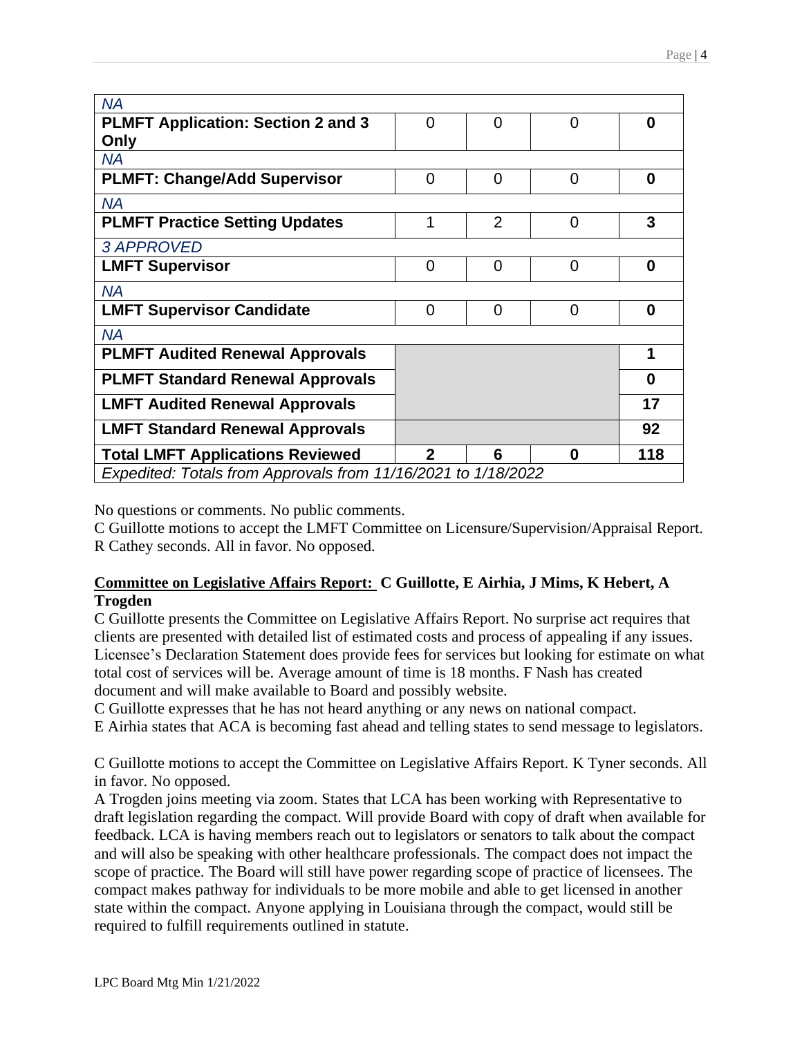| | | | | |
|---|---|---|---|---|
| *NA* | | | | |
| **PLMFT Application: Section 2 and 3 Only** | 0 | 0 | 0 | **0** |
| *NA* | | | | |
| **PLMFT: Change/Add Supervisor** | 0 | 0 | 0 | **0** |
| *NA* | | | | |
| **PLMFT Practice Setting Updates** | 1 | 2 | 0 | **3** |
| *3 APPROVED* | | | | |
| **LMFT Supervisor** | 0 | 0 | 0 | **0** |
| *NA* | | | | |
| **LMFT Supervisor Candidate** | 0 | 0 | 0 | **0** |
| *NA* | | | | |
| **PLMFT Audited Renewal Approvals** | | | | **1** |
| **PLMFT Standard Renewal Approvals** | | | | **0** |
| **LMFT Audited Renewal Approvals** | | | | **17** |
| **LMFT Standard Renewal Approvals** | | | | **92** |
| **Total LMFT Applications Reviewed** | **2** | **6** | **0** | **118** |
| *Expedited: Totals from Approvals from 11/16/2021 to 1/18/2022* | | | | |

No questions or comments. No public comments.
C Guillotte motions to accept the LMFT Committee on Licensure/Supervision/Appraisal Report. R Cathey seconds. All in favor. No opposed.

**<u>Committee on Legislative Affairs Report:</u> C Guillotte, E Airhia, J Mims, K Hebert, A Trogden**

C Guillotte presents the Committee on Legislative Affairs Report. No surprise act requires that clients are presented with detailed list of estimated costs and process of appealing if any issues. Licensee's Declaration Statement does provide fees for services but looking for estimate on what total cost of services will be. Average amount of time is 18 months. F Nash has created document and will make available to Board and possibly website.

C Guillotte expresses that he has not heard anything or any news on national compact.

E Airhia states that ACA is becoming fast ahead and telling states to send message to legislators.

C Guillotte motions to accept the Committee on Legislative Affairs Report. K Tyner seconds. All in favor. No opposed.

A Trogden joins meeting via zoom. States that LCA has been working with Representative to draft legislation regarding the compact. Will provide Board with copy of draft when available for feedback. LCA is having members reach out to legislators or senators to talk about the compact and will also be speaking with other healthcare professionals. The compact does not impact the scope of practice. The Board will still have power regarding scope of practice of licensees. The compact makes pathway for individuals to be more mobile and able to get licensed in another state within the compact. Anyone applying in Louisiana through the compact, would still be required to fulfill requirements outlined in statute.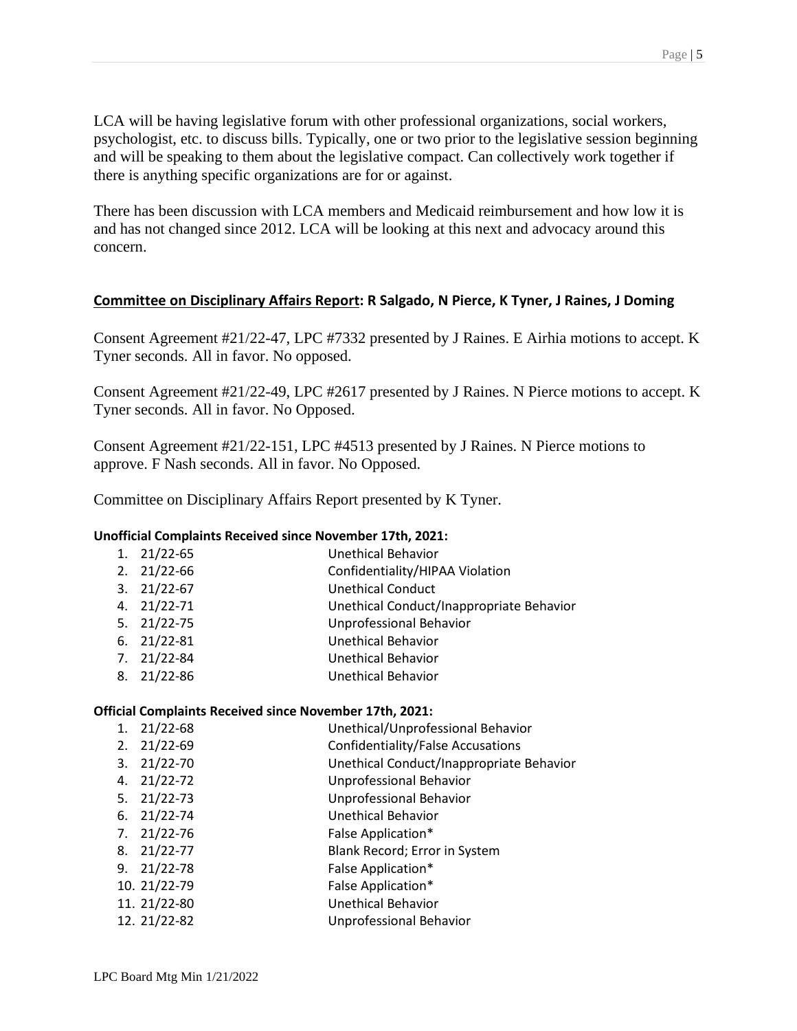LCA will be having legislative forum with other professional organizations, social workers, psychologist, etc. to discuss bills. Typically, one or two prior to the legislative session beginning and will be speaking to them about the legislative compact. Can collectively work together if there is anything specific organizations are for or against.

There has been discussion with LCA members and Medicaid reimbursement and how low it is and has not changed since 2012. LCA will be looking at this next and advocacy around this concern.

**<u>Committee on Disciplinary Affairs Report</u>: R Salgado, N Pierce, K Tyner, J Raines, J Doming**

Consent Agreement #21/22-47, LPC #7332 presented by J Raines. E Airhia motions to accept. K Tyner seconds. All in favor. No opposed.

Consent Agreement #21/22-49, LPC #2617 presented by J Raines. N Pierce motions to accept. K Tyner seconds. All in favor. No Opposed.

Consent Agreement #21/22-151, LPC #4513 presented by J Raines. N Pierce motions to approve. F Nash seconds. All in favor. No Opposed.

Committee on Disciplinary Affairs Report presented by K Tyner.

**Unofficial Complaints Received since November 17th, 2021:**

1. 21/22-65 — Unethical Behavior
2. 21/22-66 — Confidentiality/HIPAA Violation
3. 21/22-67 — Unethical Conduct
4. 21/22-71 — Unethical Conduct/Inappropriate Behavior
5. 21/22-75 — Unprofessional Behavior
6. 21/22-81 — Unethical Behavior
7. 21/22-84 — Unethical Behavior
8. 21/22-86 — Unethical Behavior

**Official Complaints Received since November 17th, 2021:**

1. 21/22-68 — Unethical/Unprofessional Behavior
2. 21/22-69 — Confidentiality/False Accusations
3. 21/22-70 — Unethical Conduct/Inappropriate Behavior
4. 21/22-72 — Unprofessional Behavior
5. 21/22-73 — Unprofessional Behavior
6. 21/22-74 — Unethical Behavior
7. 21/22-76 — False Application*
8. 21/22-77 — Blank Record; Error in System
9. 21/22-78 — False Application*
10. 21/22-79 — False Application*
11. 21/22-80 — Unethical Behavior
12. 21/22-82 — Unprofessional Behavior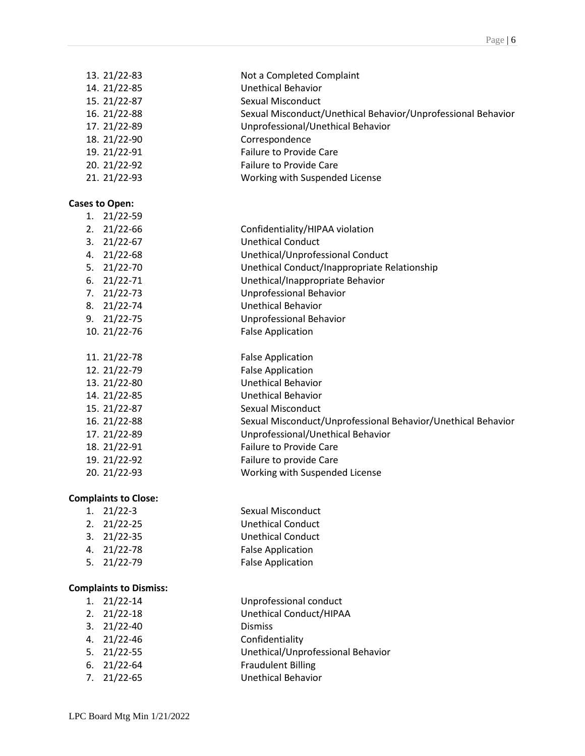13. 21/22-83 Not a Completed Complaint
14. 21/22-85 Unethical Behavior
15. 21/22-87 Sexual Misconduct
16. 21/22-88 Sexual Misconduct/Unethical Behavior/Unprofessional Behavior
17. 21/22-89 Unprofessional/Unethical Behavior
18. 21/22-90 Correspondence
19. 21/22-91 Failure to Provide Care
20. 21/22-92 Failure to Provide Care
21. 21/22-93 Working with Suspended License

**Cases to Open:**

1. 21/22-59
2. 21/22-66 Confidentiality/HIPAA violation
3. 21/22-67 Unethical Conduct
4. 21/22-68 Unethical/Unprofessional Conduct
5. 21/22-70 Unethical Conduct/Inappropriate Relationship
6. 21/22-71 Unethical/Inappropriate Behavior
7. 21/22-73 Unprofessional Behavior
8. 21/22-74 Unethical Behavior
9. 21/22-75 Unprofessional Behavior
10. 21/22-76 False Application
11. 21/22-78 False Application
12. 21/22-79 False Application
13. 21/22-80 Unethical Behavior
14. 21/22-85 Unethical Behavior
15. 21/22-87 Sexual Misconduct
16. 21/22-88 Sexual Misconduct/Unprofessional Behavior/Unethical Behavior
17. 21/22-89 Unprofessional/Unethical Behavior
18. 21/22-91 Failure to Provide Care
19. 21/22-92 Failure to provide Care
20. 21/22-93 Working with Suspended License

**Complaints to Close:**

1. 21/22-3 Sexual Misconduct
2. 21/22-25 Unethical Conduct
3. 21/22-35 Unethical Conduct
4. 21/22-78 False Application
5. 21/22-79 False Application

**Complaints to Dismiss:**

1. 21/22-14 Unprofessional conduct
2. 21/22-18 Unethical Conduct/HIPAA
3. 21/22-40 Dismiss
4. 21/22-46 Confidentiality
5. 21/22-55 Unethical/Unprofessional Behavior
6. 21/22-64 Fraudulent Billing
7. 21/22-65 Unethical Behavior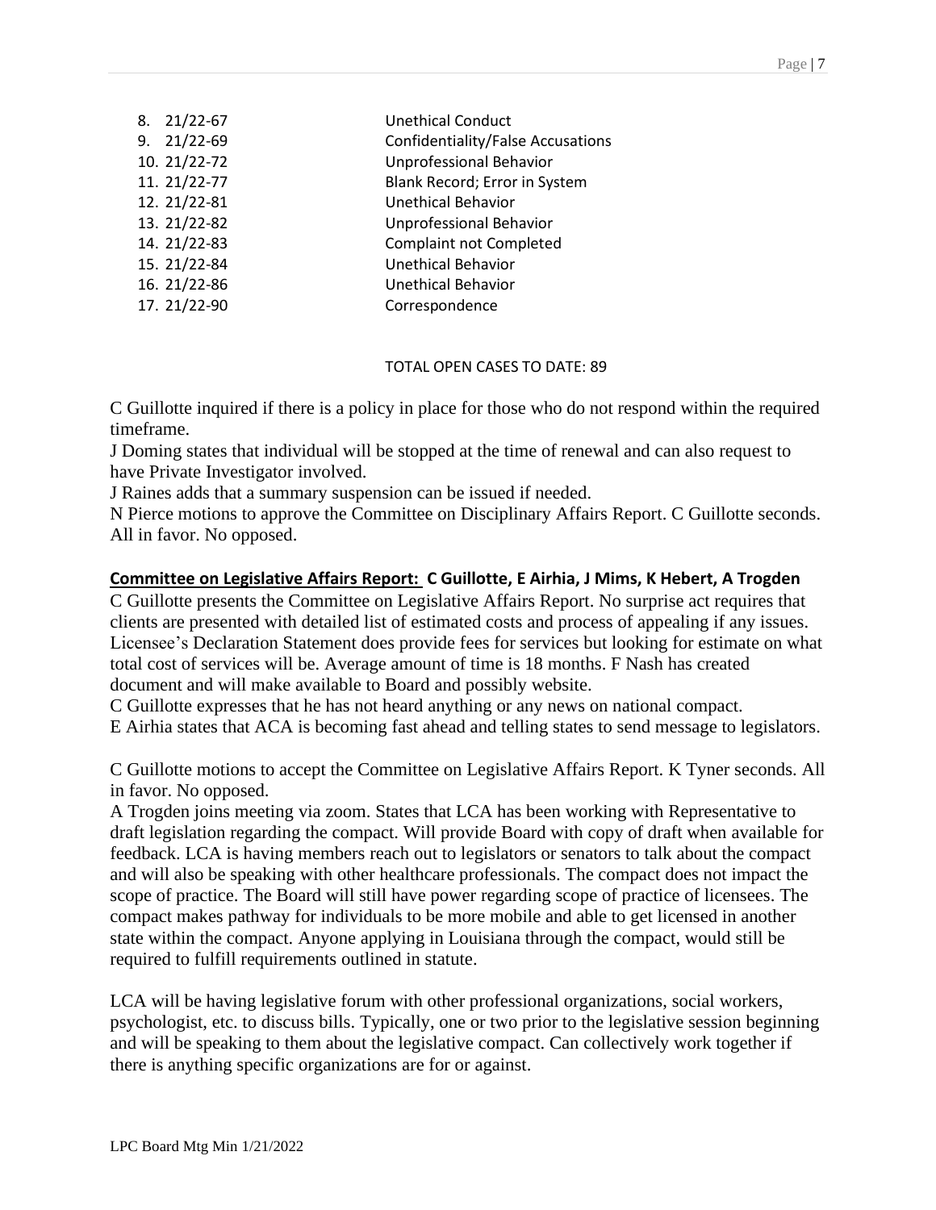8. 21/22-67 Unethical Conduct
9. 21/22-69 Confidentiality/False Accusations
10. 21/22-72 Unprofessional Behavior
11. 21/22-77 Blank Record; Error in System
12. 21/22-81 Unethical Behavior
13. 21/22-82 Unprofessional Behavior
14. 21/22-83 Complaint not Completed
15. 21/22-84 Unethical Behavior
16. 21/22-86 Unethical Behavior
17. 21/22-90 Correspondence

TOTAL OPEN CASES TO DATE: 89

C Guillotte inquired if there is a policy in place for those who do not respond within the required timeframe.
J Doming states that individual will be stopped at the time of renewal and can also request to have Private Investigator involved.
J Raines adds that a summary suspension can be issued if needed.
N Pierce motions to approve the Committee on Disciplinary Affairs Report. C Guillotte seconds. All in favor. No opposed.

**Committee on Legislative Affairs Report: C Guillotte, E Airhia, J Mims, K Hebert, A Trogden**

C Guillotte presents the Committee on Legislative Affairs Report. No surprise act requires that clients are presented with detailed list of estimated costs and process of appealing if any issues. Licensee's Declaration Statement does provide fees for services but looking for estimate on what total cost of services will be. Average amount of time is 18 months. F Nash has created document and will make available to Board and possibly website.
C Guillotte expresses that he has not heard anything or any news on national compact.
E Airhia states that ACA is becoming fast ahead and telling states to send message to legislators.

C Guillotte motions to accept the Committee on Legislative Affairs Report. K Tyner seconds. All in favor. No opposed.
A Trogden joins meeting via zoom. States that LCA has been working with Representative to draft legislation regarding the compact. Will provide Board with copy of draft when available for feedback. LCA is having members reach out to legislators or senators to talk about the compact and will also be speaking with other healthcare professionals. The compact does not impact the scope of practice. The Board will still have power regarding scope of practice of licensees. The compact makes pathway for individuals to be more mobile and able to get licensed in another state within the compact. Anyone applying in Louisiana through the compact, would still be required to fulfill requirements outlined in statute.

LCA will be having legislative forum with other professional organizations, social workers, psychologist, etc. to discuss bills. Typically, one or two prior to the legislative session beginning and will be speaking to them about the legislative compact. Can collectively work together if there is anything specific organizations are for or against.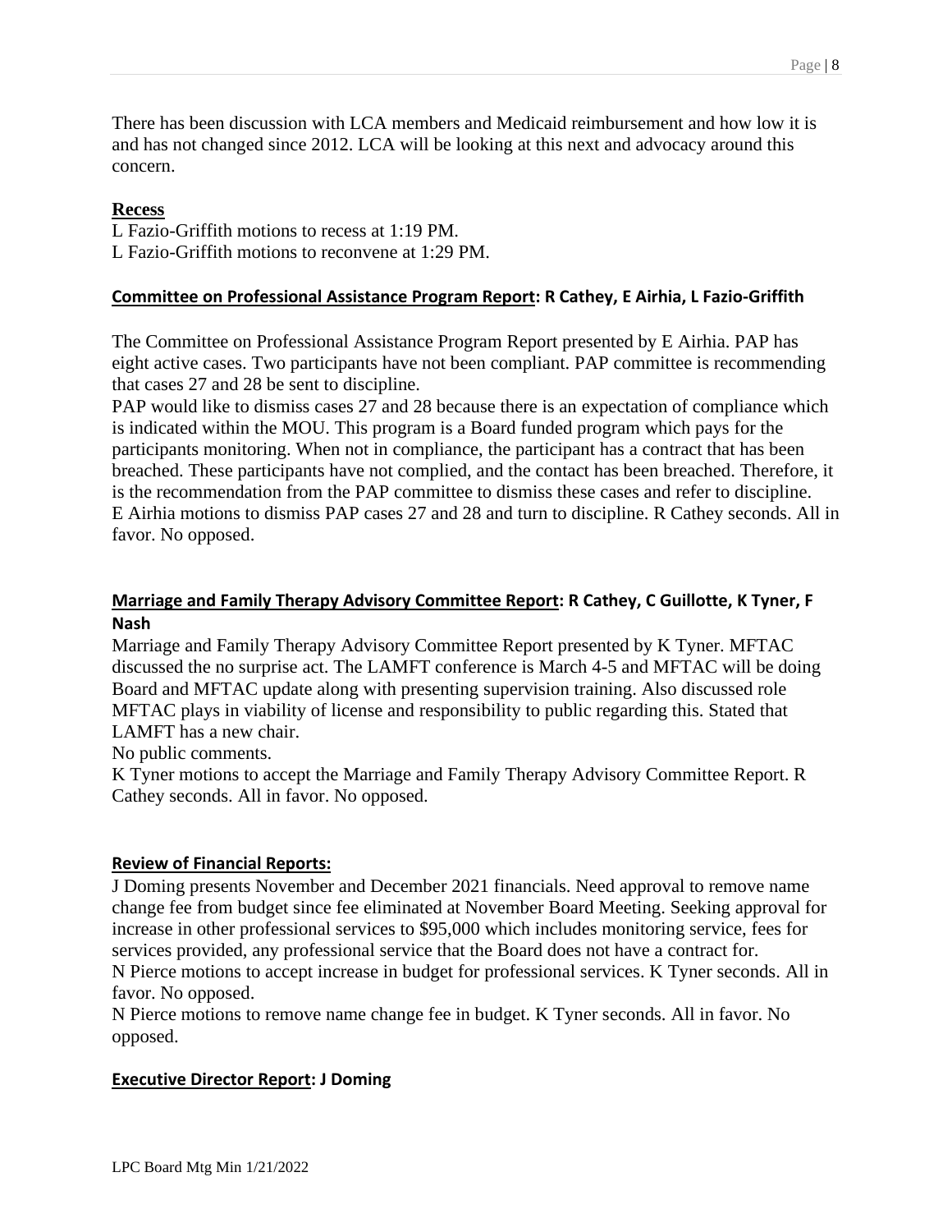There has been discussion with LCA members and Medicaid reimbursement and how low it is and has not changed since 2012. LCA will be looking at this next and advocacy around this concern.

**Recess**

L Fazio-Griffith motions to recess at 1:19 PM.
L Fazio-Griffith motions to reconvene at 1:29 PM.

**Committee on Professional Assistance Program Report: R Cathey, E Airhia, L Fazio-Griffith**

The Committee on Professional Assistance Program Report presented by E Airhia. PAP has eight active cases. Two participants have not been compliant. PAP committee is recommending that cases 27 and 28 be sent to discipline.
PAP would like to dismiss cases 27 and 28 because there is an expectation of compliance which is indicated within the MOU. This program is a Board funded program which pays for the participants monitoring. When not in compliance, the participant has a contract that has been breached. These participants have not complied, and the contact has been breached. Therefore, it is the recommendation from the PAP committee to dismiss these cases and refer to discipline.
E Airhia motions to dismiss PAP cases 27 and 28 and turn to discipline. R Cathey seconds. All in favor. No opposed.

**Marriage and Family Therapy Advisory Committee Report: R Cathey, C Guillotte, K Tyner, F Nash**

Marriage and Family Therapy Advisory Committee Report presented by K Tyner. MFTAC discussed the no surprise act. The LAMFT conference is March 4-5 and MFTAC will be doing Board and MFTAC update along with presenting supervision training. Also discussed role MFTAC plays in viability of license and responsibility to public regarding this. Stated that LAMFT has a new chair.
No public comments.
K Tyner motions to accept the Marriage and Family Therapy Advisory Committee Report. R Cathey seconds. All in favor. No opposed.

**Review of Financial Reports:**

J Doming presents November and December 2021 financials. Need approval to remove name change fee from budget since fee eliminated at November Board Meeting. Seeking approval for increase in other professional services to $95,000 which includes monitoring service, fees for services provided, any professional service that the Board does not have a contract for.
N Pierce motions to accept increase in budget for professional services. K Tyner seconds. All in favor. No opposed.
N Pierce motions to remove name change fee in budget. K Tyner seconds. All in favor. No opposed.

**Executive Director Report: J Doming**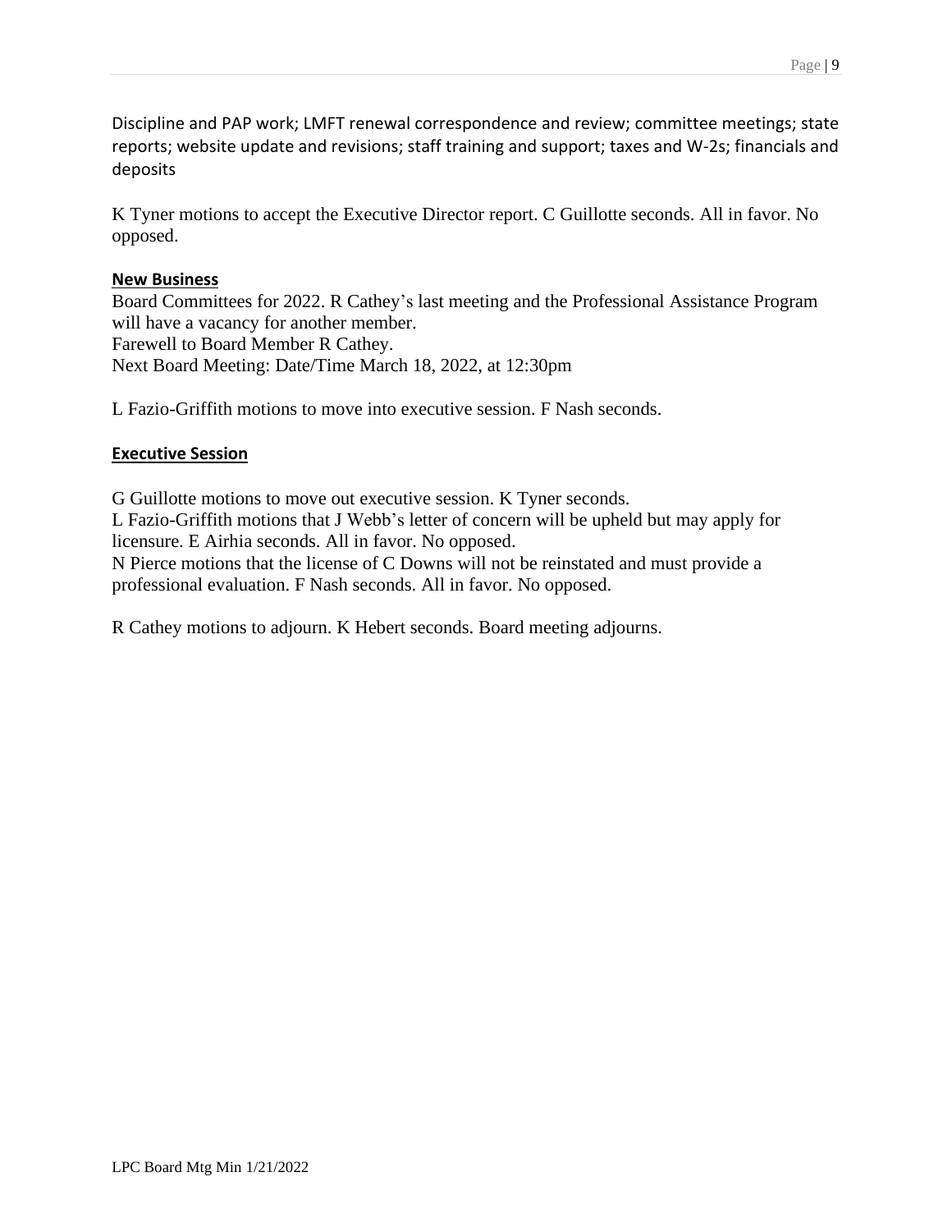Discipline and PAP work; LMFT renewal correspondence and review; committee meetings; state reports; website update and revisions; staff training and support; taxes and W-2s; financials and deposits

K Tyner motions to accept the Executive Director report. C Guillotte seconds. All in favor. No opposed.

**New Business**

Board Committees for 2022. R Cathey's last meeting and the Professional Assistance Program will have a vacancy for another member.
Farewell to Board Member R Cathey.
Next Board Meeting: Date/Time March 18, 2022, at 12:30pm

L Fazio-Griffith motions to move into executive session. F Nash seconds.

**Executive Session**

G Guillotte motions to move out executive session. K Tyner seconds.
L Fazio-Griffith motions that J Webb's letter of concern will be upheld but may apply for licensure. E Airhia seconds. All in favor. No opposed.
N Pierce motions that the license of C Downs will not be reinstated and must provide a professional evaluation. F Nash seconds. All in favor. No opposed.

R Cathey motions to adjourn. K Hebert seconds. Board meeting adjourns.